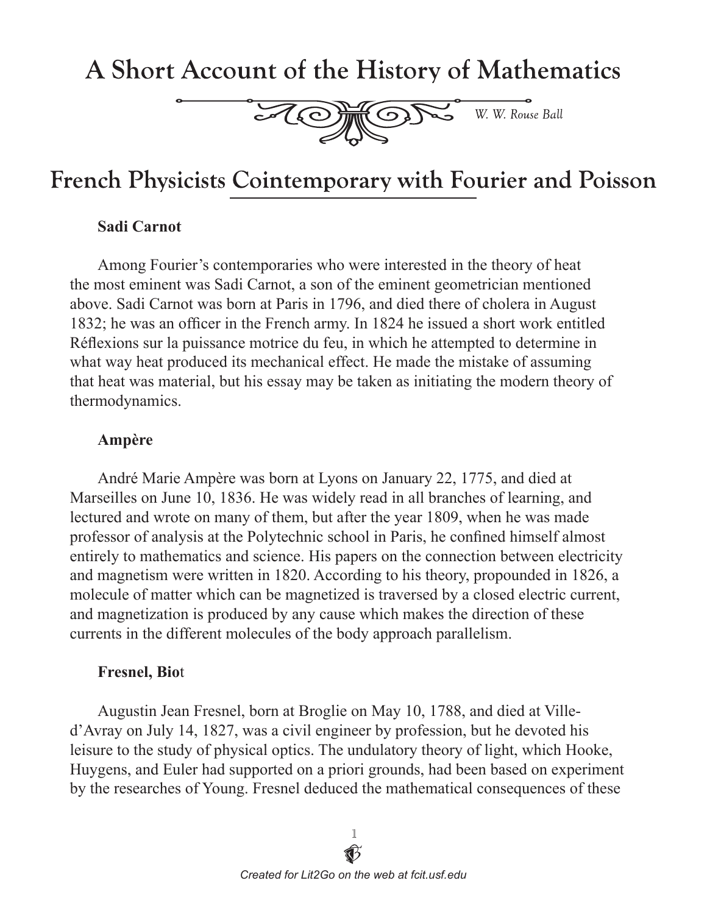# A Short Account of the History of Mathematics

*W. W. Rouse Ball*

## French Physicists Cointemporary with Fourier and Poisson

### Sadi Carnot

Among Fourier's contemporaries who were interested in the theory of heat the most eminent was Sadi Carnot, a son of the eminent geometrician mentioned above. Sadi Carnot was born at Paris in 1796, and died there of cholera in August 1832; he was an officer in the French army. In 1824 he issued a short work entitled Réflexions sur la puissance motrice du feu, in which he attempted to determine in what way heat produced its mechanical effect. He made the mistake of assuming that heat was material, but his essay may be taken as initiating the modern theory of thermodynamics.

### Ampère

André Marie Ampère was born at Lyons on January 22, 1775, and died at Marseilles on June 10, 1836. He was widely read in all branches of learning, and lectured and wrote on many of them, but after the year 1809, when he was made professor of analysis at the Polytechnic school in Paris, he confined himself almost entirely to mathematics and science. His papers on the connection between electricity and magnetism were written in 1820. According to his theory, propounded in 1826, a molecule of matter which can be magnetized is traversed by a closed electric current, and magnetization is produced by any cause which makes the direction of these currents in the different molecules of the body approach parallelism.

### Fresnel, Biot

Augustin Jean Fresnel, born at Broglie on May 10, 1788, and died at Ville-d'Avray on July 14, 1827, was a civil engineer by profession, but he devoted his leisure to the study of physical optics. The undulatory theory of light, which Hooke, Huygens, and Euler had supported on a priori grounds, had been based on experiment by the researches of Young. Fresnel deduced the mathematical consequences of these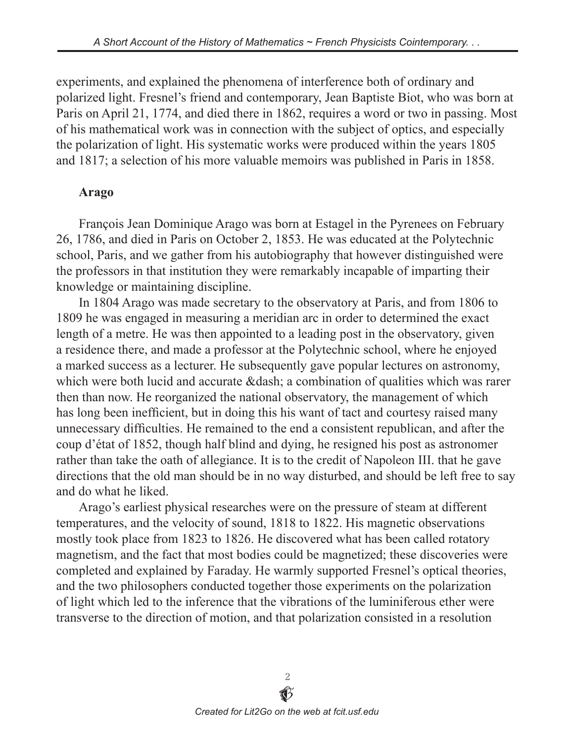experiments, and explained the phenomena of interference both of ordinary and polarized light. Fresnel's friend and contemporary, Jean Baptiste Biot, who was born at Paris on April 21, 1774, and died there in 1862, requires a word or two in passing. Most of his mathematical work was in connection with the subject of optics, and especially the polarization of light. His systematic works were produced within the years 1805 and 1817; a selection of his more valuable memoirs was published in Paris in 1858.

**Arago**

François Jean Dominique Arago was born at Estagel in the Pyrenees on February 26, 1786, and died in Paris on October 2, 1853. He was educated at the Polytechnic school, Paris, and we gather from his autobiography that however distinguished were the professors in that institution they were remarkably incapable of imparting their knowledge or maintaining discipline.

In 1804 Arago was made secretary to the observatory at Paris, and from 1806 to 1809 he was engaged in measuring a meridian arc in order to determined the exact length of a metre. He was then appointed to a leading post in the observatory, given a residence there, and made a professor at the Polytechnic school, where he enjoyed a marked success as a lecturer. He subsequently gave popular lectures on astronomy, which were both lucid and accurate &dash; a combination of qualities which was rarer then than now. He reorganized the national observatory, the management of which has long been inefficient, but in doing this his want of tact and courtesy raised many unnecessary difficulties. He remained to the end a consistent republican, and after the coup d'état of 1852, though half blind and dying, he resigned his post as astronomer rather than take the oath of allegiance. It is to the credit of Napoleon III. that he gave directions that the old man should be in no way disturbed, and should be left free to say and do what he liked.

Arago's earliest physical researches were on the pressure of steam at different temperatures, and the velocity of sound, 1818 to 1822. His magnetic observations mostly took place from 1823 to 1826. He discovered what has been called rotatory magnetism, and the fact that most bodies could be magnetized; these discoveries were completed and explained by Faraday. He warmly supported Fresnel's optical theories, and the two philosophers conducted together those experiments on the polarization of light which led to the inference that the vibrations of the luminiferous ether were transverse to the direction of motion, and that polarization consisted in a resolution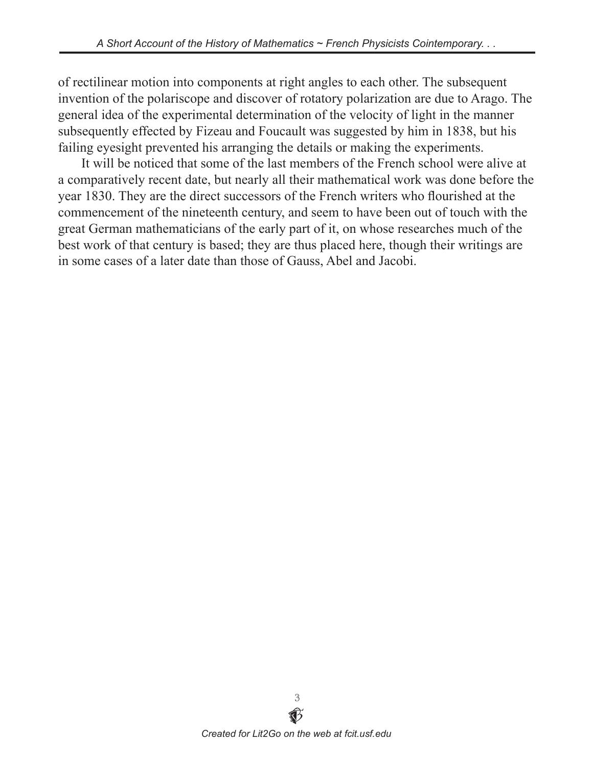of rectilinear motion into components at right angles to each other. The subsequent invention of the polariscope and discover of rotatory polarization are due to Arago. The general idea of the experimental determination of the velocity of light in the manner subsequently effected by Fizeau and Foucault was suggested by him in 1838, but his failing eyesight prevented his arranging the details or making the experiments.

It will be noticed that some of the last members of the French school were alive at a comparatively recent date, but nearly all their mathematical work was done before the year 1830. They are the direct successors of the French writers who flourished at the commencement of the nineteenth century, and seem to have been out of touch with the great German mathematicians of the early part of it, on whose researches much of the best work of that century is based; they are thus placed here, though their writings are in some cases of a later date than those of Gauss, Abel and Jacobi.